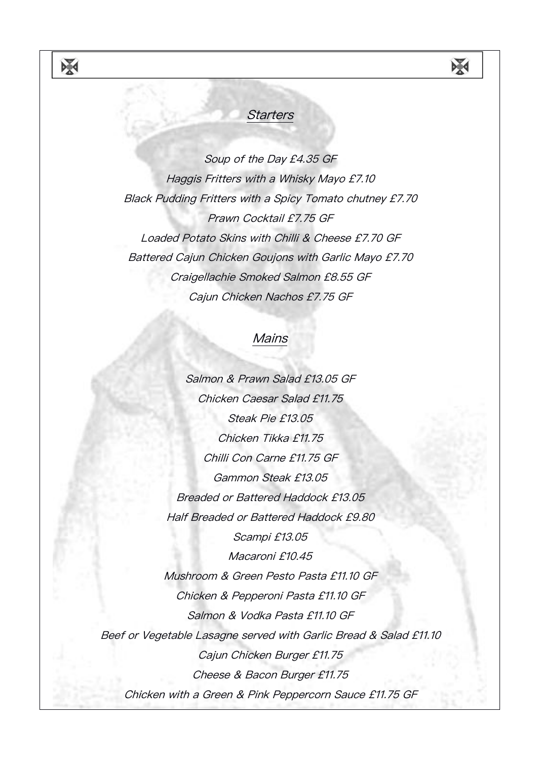## *Starters*

*Soup of the Day £4.35 GF*

*Haggis Fritters with a Whisky Mayo £7.10*

*Black Pudding Fritters with a Spicy Tomato chutney £7.70*

*Prawn Cocktail £7.75 GF*

*Loaded Potato Skins with Chilli & Cheese £7.70 GF*

*Battered Cajun Chicken Goujons with Garlic Mayo £7.70*

*Craigellachie Smoked Salmon £8.55 GF*

*Cajun Chicken Nachos £7.75 GF*

## *Mains*

*Salmon & Prawn Salad £13.05 GF*

*Chicken Caesar Salad £11.75*

*Steak Pie £13.05*

*Chicken Tikka £11.75*

*Chilli Con Carne £11.75 GF*

*Gammon Steak £13.05*

*Breaded or Battered Haddock £13.05*

*Half Breaded or Battered Haddock £9.80*

*Scampi £13.05*

*Macaroni £10.45*

*Mushroom & Green Pesto Pasta £11.10 GF*

*Chicken & Pepperoni Pasta £11.10 GF*

*Salmon & Vodka Pasta £11.10 GF*

*Beef or Vegetable Lasagne served with Garlic Bread & Salad £11.10*

*Cajun Chicken Burger £11.75*

*Cheese & Bacon Burger £11.75*

*Chicken with a Green & Pink Peppercorn Sauce £11.75 GF*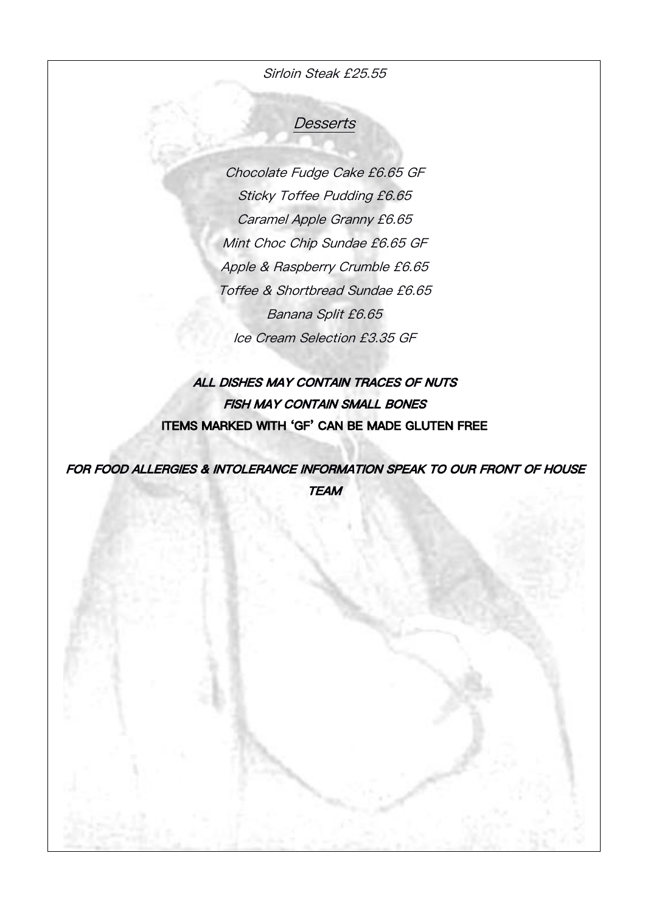*Sirloin Steak £25.55*

## *Desserts*

*Chocolate Fudge Cake £6.65 GF*

*Sticky Toffee Pudding £6.65*

*Caramel Apple Granny £6.65*

*Mint Choc Chip Sundae £6.65 GF*

*Apple & Raspberry Crumble £6.65*

*Toffee & Shortbread Sundae £6.65*

*Banana Split £6.65*

*Ice Cream Selection £3.35 GF*

***ALL DISHES MAY CONTAIN TRACES OF NUTS***

***FISH MAY CONTAIN SMALL BONES***

**ITEMS MARKED WITH 'GF' CAN BE MADE GLUTEN FREE**

***FOR FOOD ALLERGIES & INTOLERANCE INFORMATION SPEAK TO OUR FRONT OF HOUSE TEAM***